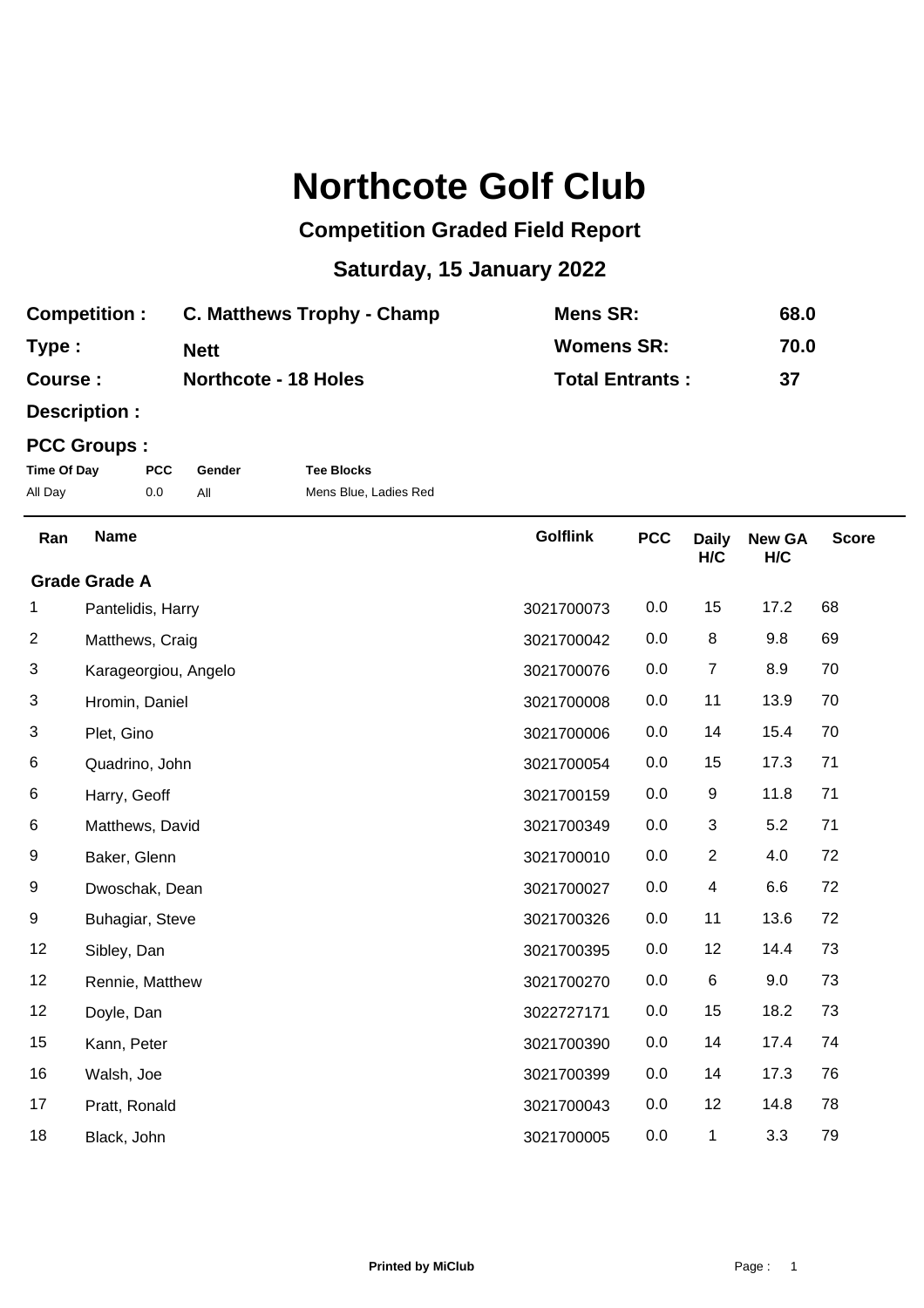# Northcote Golf Club

## Competition Graded Field Report

## Saturday, 15 January 2022

| | | | |
|---|---|---|---|
| **Competition :** | **C. Matthews Trophy - Champ** | **Mens SR:** | **68.0** |
| **Type :** | **Nett** | **Womens SR:** | **70.0** |
| **Course :** | **Northcote - 18 Holes** | **Total Entrants :** | **37** |
| **Description :** | | | |

**PCC Groups :**

| Time Of Day | PCC | Gender | Tee Blocks |
|---|---|---|---|
| All Day | 0.0 | All | Mens Blue, Ladies Red |

| Ran | Name | Golflink | PCC | Daily H/C | New GA H/C | Score |
|---|---|---|---|---|---|---|
| **Grade Grade A** | | | | | | |
| 1 | Pantelidis, Harry | 3021700073 | 0.0 | 15 | 17.2 | 68 |
| 2 | Matthews, Craig | 3021700042 | 0.0 | 8 | 9.8 | 69 |
| 3 | Karageorgiou, Angelo | 3021700076 | 0.0 | 7 | 8.9 | 70 |
| 3 | Hromin, Daniel | 3021700008 | 0.0 | 11 | 13.9 | 70 |
| 3 | Plet, Gino | 3021700006 | 0.0 | 14 | 15.4 | 70 |
| 6 | Quadrino, John | 3021700054 | 0.0 | 15 | 17.3 | 71 |
| 6 | Harry, Geoff | 3021700159 | 0.0 | 9 | 11.8 | 71 |
| 6 | Matthews, David | 3021700349 | 0.0 | 3 | 5.2 | 71 |
| 9 | Baker, Glenn | 3021700010 | 0.0 | 2 | 4.0 | 72 |
| 9 | Dwoschak, Dean | 3021700027 | 0.0 | 4 | 6.6 | 72 |
| 9 | Buhagiar, Steve | 3021700326 | 0.0 | 11 | 13.6 | 72 |
| 12 | Sibley, Dan | 3021700395 | 0.0 | 12 | 14.4 | 73 |
| 12 | Rennie, Matthew | 3021700270 | 0.0 | 6 | 9.0 | 73 |
| 12 | Doyle, Dan | 3022727171 | 0.0 | 15 | 18.2 | 73 |
| 15 | Kann, Peter | 3021700390 | 0.0 | 14 | 17.4 | 74 |
| 16 | Walsh, Joe | 3021700399 | 0.0 | 14 | 17.3 | 76 |
| 17 | Pratt, Ronald | 3021700043 | 0.0 | 12 | 14.8 | 78 |
| 18 | Black, John | 3021700005 | 0.0 | 1 | 3.3 | 79 |

Printed by MiClub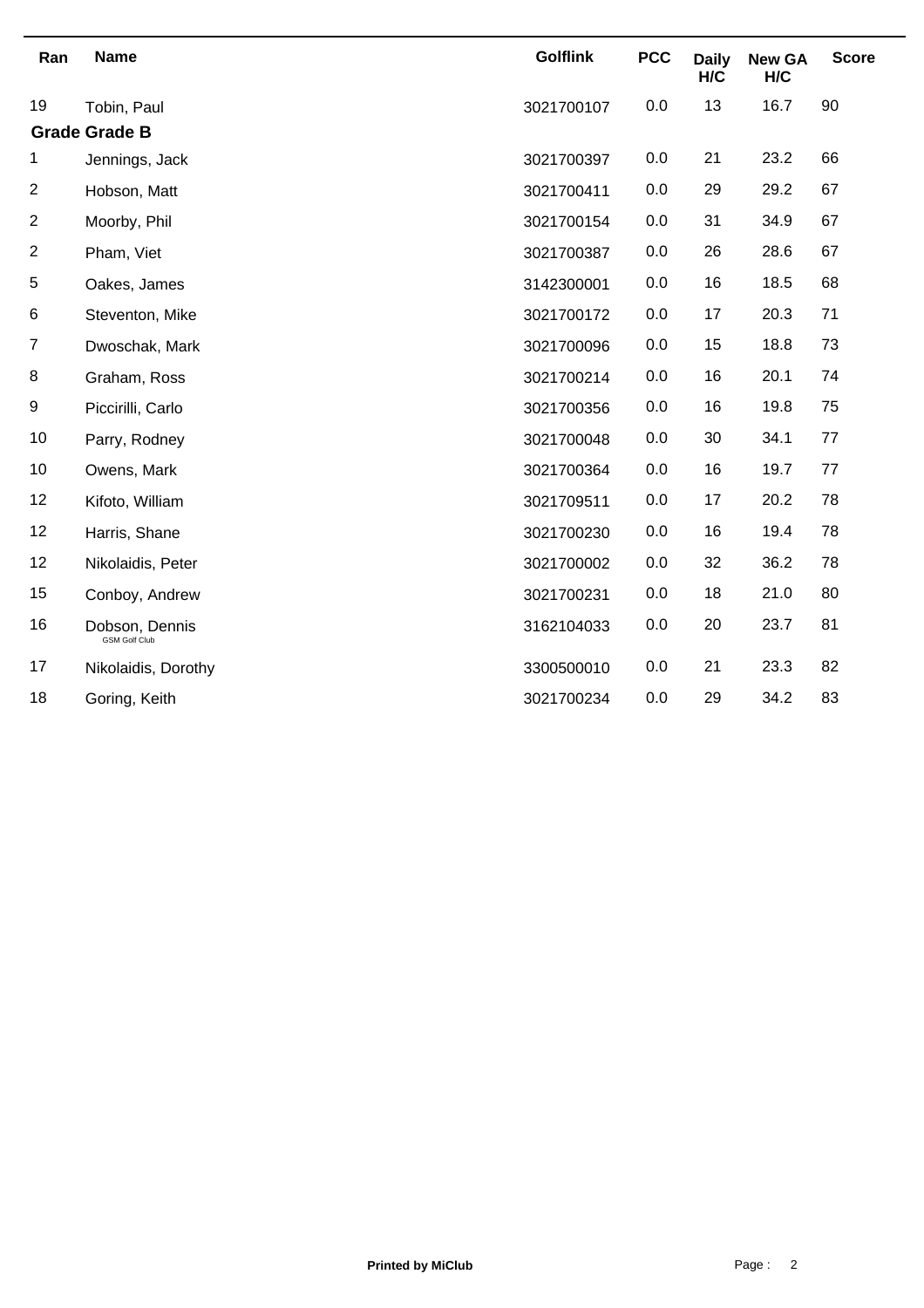| Ran | Name | Golflink | PCC | Daily H/C | New GA H/C | Score |
|---|---|---|---|---|---|---|
| 19 | Tobin, Paul | 3021700107 | 0.0 | 13 | 16.7 | 90 |
| **Grade Grade B** | | | | | | |
| 1 | Jennings, Jack | 3021700397 | 0.0 | 21 | 23.2 | 66 |
| 2 | Hobson, Matt | 3021700411 | 0.0 | 29 | 29.2 | 67 |
| 2 | Moorby, Phil | 3021700154 | 0.0 | 31 | 34.9 | 67 |
| 2 | Pham, Viet | 3021700387 | 0.0 | 26 | 28.6 | 67 |
| 5 | Oakes, James | 3142300001 | 0.0 | 16 | 18.5 | 68 |
| 6 | Steventon, Mike | 3021700172 | 0.0 | 17 | 20.3 | 71 |
| 7 | Dwoschak, Mark | 3021700096 | 0.0 | 15 | 18.8 | 73 |
| 8 | Graham, Ross | 3021700214 | 0.0 | 16 | 20.1 | 74 |
| 9 | Piccirilli, Carlo | 3021700356 | 0.0 | 16 | 19.8 | 75 |
| 10 | Parry, Rodney | 3021700048 | 0.0 | 30 | 34.1 | 77 |
| 10 | Owens, Mark | 3021700364 | 0.0 | 16 | 19.7 | 77 |
| 12 | Kifoto, William | 3021709511 | 0.0 | 17 | 20.2 | 78 |
| 12 | Harris, Shane | 3021700230 | 0.0 | 16 | 19.4 | 78 |
| 12 | Nikolaidis, Peter | 3021700002 | 0.0 | 32 | 36.2 | 78 |
| 15 | Conboy, Andrew | 3021700231 | 0.0 | 18 | 21.0 | 80 |
| 16 | Dobson, Dennis GSM Golf Club | 3162104033 | 0.0 | 20 | 23.7 | 81 |
| 17 | Nikolaidis, Dorothy | 3300500010 | 0.0 | 21 | 23.3 | 82 |
| 18 | Goring, Keith | 3021700234 | 0.0 | 29 | 34.2 | 83 |

**Printed by MiClub**